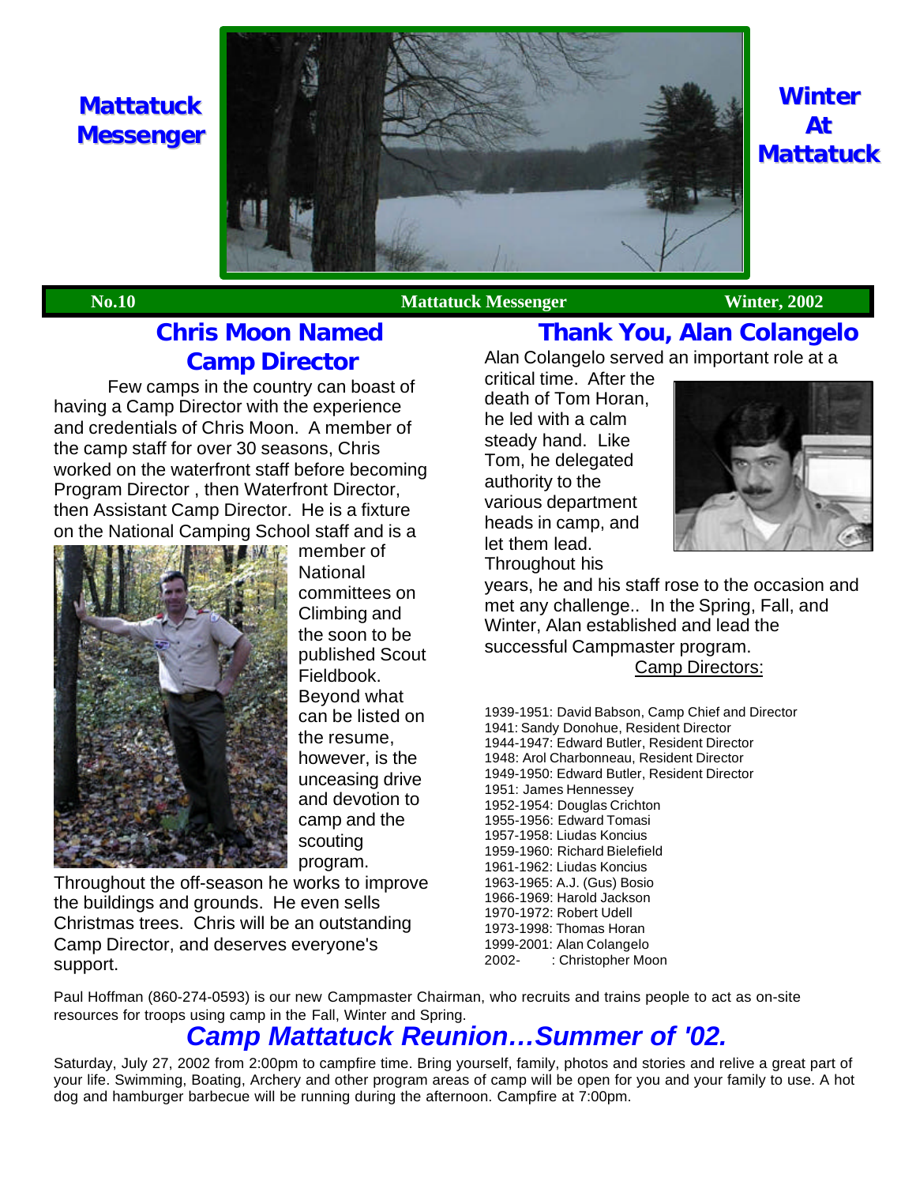# Mattatuck Messenger

# Winter At Mattatuck

**No.10** **Mattatuck Messenger** **Winter, 2002**

## Chris Moon Named Camp Director

Few camps in the country can boast of having a Camp Director with the experience and credentials of Chris Moon. A member of the camp staff for over 30 seasons, Chris worked on the waterfront staff before becoming Program Director , then Waterfront Director, then Assistant Camp Director. He is a fixture on the National Camping School staff and is a member of National committees on Climbing and the soon to be published Scout Fieldbook. Beyond what can be listed on the resume, however, is the unceasing drive and devotion to camp and the scouting program.

Throughout the off-season he works to improve the buildings and grounds. He even sells Christmas trees. Chris will be an outstanding Camp Director, and deserves everyone's support.

## Thank You, Alan Colangelo

Alan Colangelo served an important role at a critical time. After the death of Tom Horan, he led with a calm steady hand. Like Tom, he delegated authority to the various department heads in camp, and let them lead. Throughout his years, he and his staff rose to the occasion and met any challenge.. In the Spring, Fall, and Winter, Alan established and lead the successful Campmaster program.

Camp Directors:

1939-1951: David Babson, Camp Chief and Director
1941: Sandy Donohue, Resident Director
1944-1947: Edward Butler, Resident Director
1948: Arol Charbonneau, Resident Director
1949-1950: Edward Butler, Resident Director
1951: James Hennessey
1952-1954: Douglas Crichton
1955-1956: Edward Tomasi
1957-1958: Liudas Koncius
1959-1960: Richard Bielefield
1961-1962: Liudas Koncius
1963-1965: A.J. (Gus) Bosio
1966-1969: Harold Jackson
1970-1972: Robert Udell
1973-1998: Thomas Horan
1999-2001: Alan Colangelo
2002- : Christopher Moon

Paul Hoffman (860-274-0593) is our new Campmaster Chairman, who recruits and trains people to act as on-site resources for troops using camp in the Fall, Winter and Spring.

## *Camp Mattatuck Reunion…Summer of '02.*

Saturday, July 27, 2002 from 2:00pm to campfire time. Bring yourself, family, photos and stories and relive a great part of your life. Swimming, Boating, Archery and other program areas of camp will be open for you and your family to use. A hot dog and hamburger barbecue will be running during the afternoon. Campfire at 7:00pm.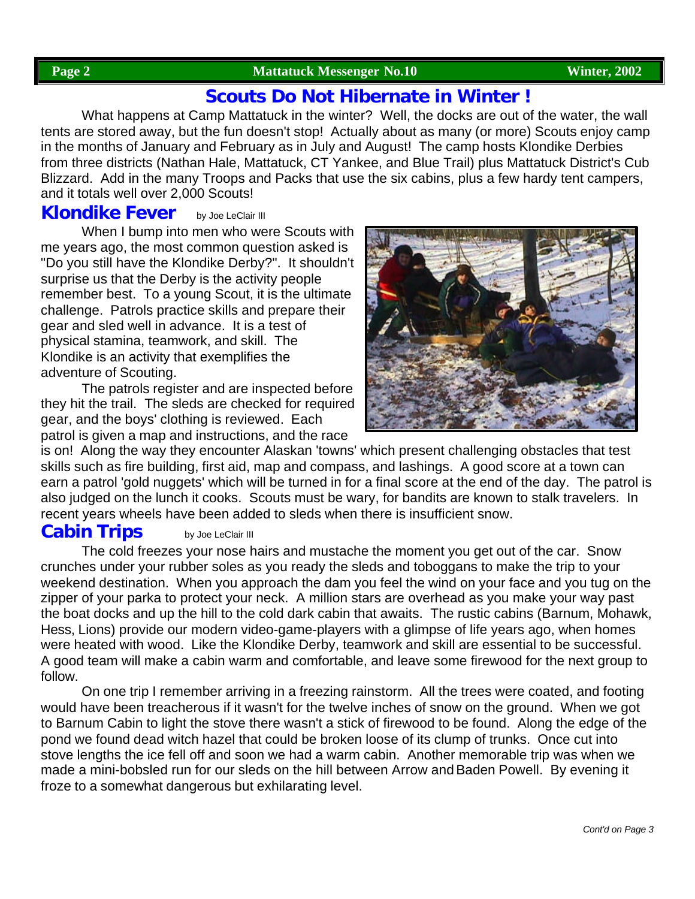# Scouts Do Not Hibernate in Winter !

What happens at Camp Mattatuck in the winter? Well, the docks are out of the water, the wall tents are stored away, but the fun doesn't stop! Actually about as many (or more) Scouts enjoy camp in the months of January and February as in July and August! The camp hosts Klondike Derbies from three districts (Nathan Hale, Mattatuck, CT Yankee, and Blue Trail) plus Mattatuck District's Cub Blizzard. Add in the many Troops and Packs that use the six cabins, plus a few hardy tent campers, and it totals well over 2,000 Scouts!

## Klondike Fever

by Joe LeClair III

When I bump into men who were Scouts with me years ago, the most common question asked is "Do you still have the Klondike Derby?". It shouldn't surprise us that the Derby is the activity people remember best. To a young Scout, it is the ultimate challenge. Patrols practice skills and prepare their gear and sled well in advance. It is a test of physical stamina, teamwork, and skill. The Klondike is an activity that exemplifies the adventure of Scouting.

The patrols register and are inspected before they hit the trail. The sleds are checked for required gear, and the boys' clothing is reviewed. Each patrol is given a map and instructions, and the race is on! Along the way they encounter Alaskan 'towns' which present challenging obstacles that test skills such as fire building, first aid, map and compass, and lashings. A good score at a town can earn a patrol 'gold nuggets' which will be turned in for a final score at the end of the day. The patrol is also judged on the lunch it cooks. Scouts must be wary, for bandits are known to stalk travelers. In recent years wheels have been added to sleds when there is insufficient snow.

## Cabin Trips

by Joe LeClair III

The cold freezes your nose hairs and mustache the moment you get out of the car. Snow crunches under your rubber soles as you ready the sleds and toboggans to make the trip to your weekend destination. When you approach the dam you feel the wind on your face and you tug on the zipper of your parka to protect your neck. A million stars are overhead as you make your way past the boat docks and up the hill to the cold dark cabin that awaits. The rustic cabins (Barnum, Mohawk, Hess, Lions) provide our modern video-game-players with a glimpse of life years ago, when homes were heated with wood. Like the Klondike Derby, teamwork and skill are essential to be successful. A good team will make a cabin warm and comfortable, and leave some firewood for the next group to follow.

On one trip I remember arriving in a freezing rainstorm. All the trees were coated, and footing would have been treacherous if it wasn't for the twelve inches of snow on the ground. When we got to Barnum Cabin to light the stove there wasn't a stick of firewood to be found. Along the edge of the pond we found dead witch hazel that could be broken loose of its clump of trunks. Once cut into stove lengths the ice fell off and soon we had a warm cabin. Another memorable trip was when we made a mini-bobsled run for our sleds on the hill between Arrow and Baden Powell. By evening it froze to a somewhat dangerous but exhilarating level.

*Cont'd on Page 3*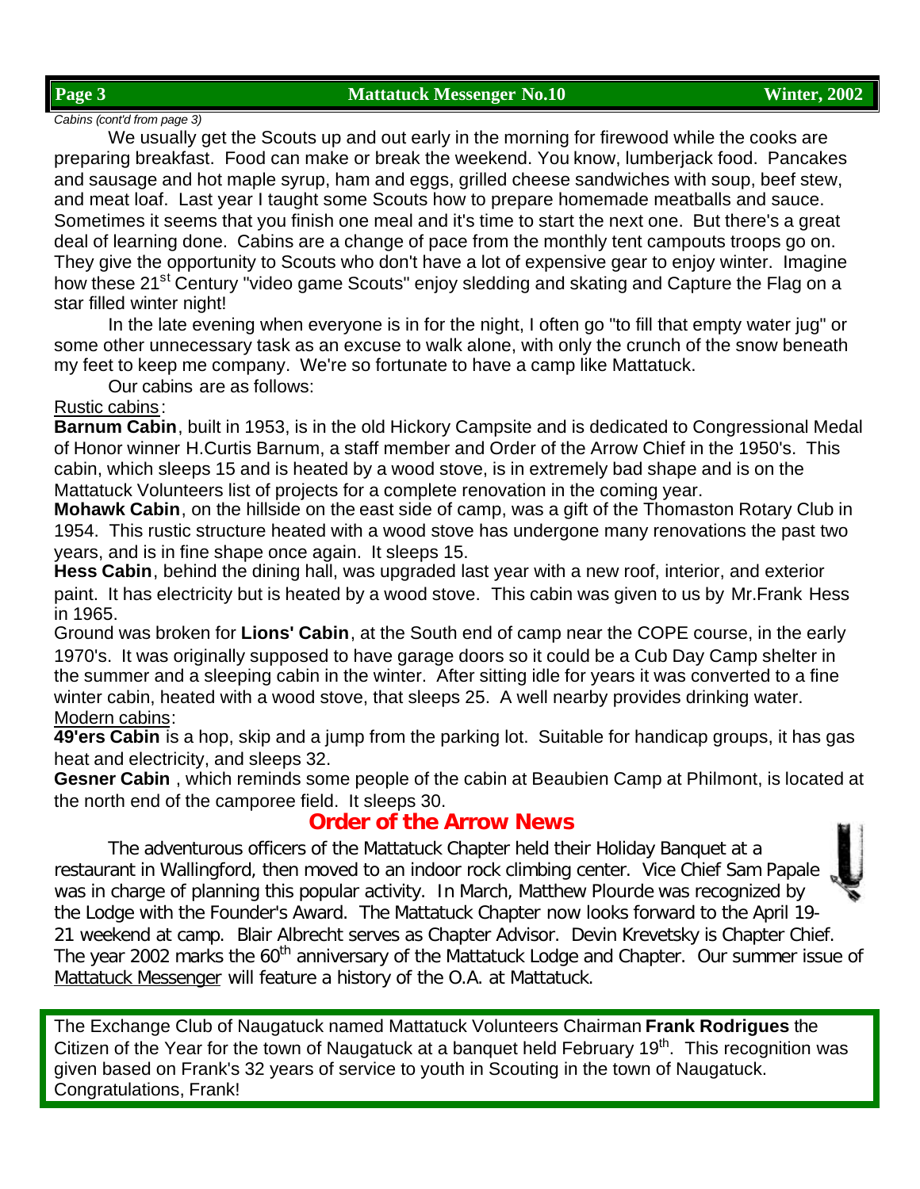*Cabins (cont'd from page 3)*

We usually get the Scouts up and out early in the morning for firewood while the cooks are preparing breakfast. Food can make or break the weekend. You know, lumberjack food. Pancakes and sausage and hot maple syrup, ham and eggs, grilled cheese sandwiches with soup, beef stew, and meat loaf. Last year I taught some Scouts how to prepare homemade meatballs and sauce. Sometimes it seems that you finish one meal and it's time to start the next one. But there's a great deal of learning done. Cabins are a change of pace from the monthly tent campouts troops go on. They give the opportunity to Scouts who don't have a lot of expensive gear to enjoy winter. Imagine how these 21st Century "video game Scouts" enjoy sledding and skating and Capture the Flag on a star filled winter night!

In the late evening when everyone is in for the night, I often go "to fill that empty water jug" or some other unnecessary task as an excuse to walk alone, with only the crunch of the snow beneath my feet to keep me company. We're so fortunate to have a camp like Mattatuck.

Our cabins are as follows:

Rustic cabins:

**Barnum Cabin**, built in 1953, is in the old Hickory Campsite and is dedicated to Congressional Medal of Honor winner H.Curtis Barnum, a staff member and Order of the Arrow Chief in the 1950's. This cabin, which sleeps 15 and is heated by a wood stove, is in extremely bad shape and is on the Mattatuck Volunteers list of projects for a complete renovation in the coming year.

**Mohawk Cabin**, on the hillside on the east side of camp, was a gift of the Thomaston Rotary Club in 1954. This rustic structure heated with a wood stove has undergone many renovations the past two years, and is in fine shape once again. It sleeps 15.

**Hess Cabin**, behind the dining hall, was upgraded last year with a new roof, interior, and exterior paint. It has electricity but is heated by a wood stove. This cabin was given to us by Mr.Frank Hess in 1965.

Ground was broken for **Lions' Cabin**, at the South end of camp near the COPE course, in the early 1970's. It was originally supposed to have garage doors so it could be a Cub Day Camp shelter in the summer and a sleeping cabin in the winter. After sitting idle for years it was converted to a fine winter cabin, heated with a wood stove, that sleeps 25. A well nearby provides drinking water.

Modern cabins:

**49'ers Cabin** is a hop, skip and a jump from the parking lot. Suitable for handicap groups, it has gas heat and electricity, and sleeps 32.

**Gesner Cabin** , which reminds some people of the cabin at Beaubien Camp at Philmont, is located at the north end of the camporee field. It sleeps 30.

## Order of the Arrow News

The adventurous officers of the Mattatuck Chapter held their Holiday Banquet at a restaurant in Wallingford, then moved to an indoor rock climbing center. Vice Chief Sam Papale was in charge of planning this popular activity. In March, Matthew Plourde was recognized by the Lodge with the Founder's Award. The Mattatuck Chapter now looks forward to the April 19-21 weekend at camp. Blair Albrecht serves as Chapter Advisor. Devin Krevetsky is Chapter Chief. The year 2002 marks the 60th anniversary of the Mattatuck Lodge and Chapter. Our summer issue of Mattatuck Messenger will feature a history of the O.A. at Mattatuck.

The Exchange Club of Naugatuck named Mattatuck Volunteers Chairman **Frank Rodrigues** the Citizen of the Year for the town of Naugatuck at a banquet held February 19th. This recognition was given based on Frank's 32 years of service to youth in Scouting in the town of Naugatuck. Congratulations, Frank!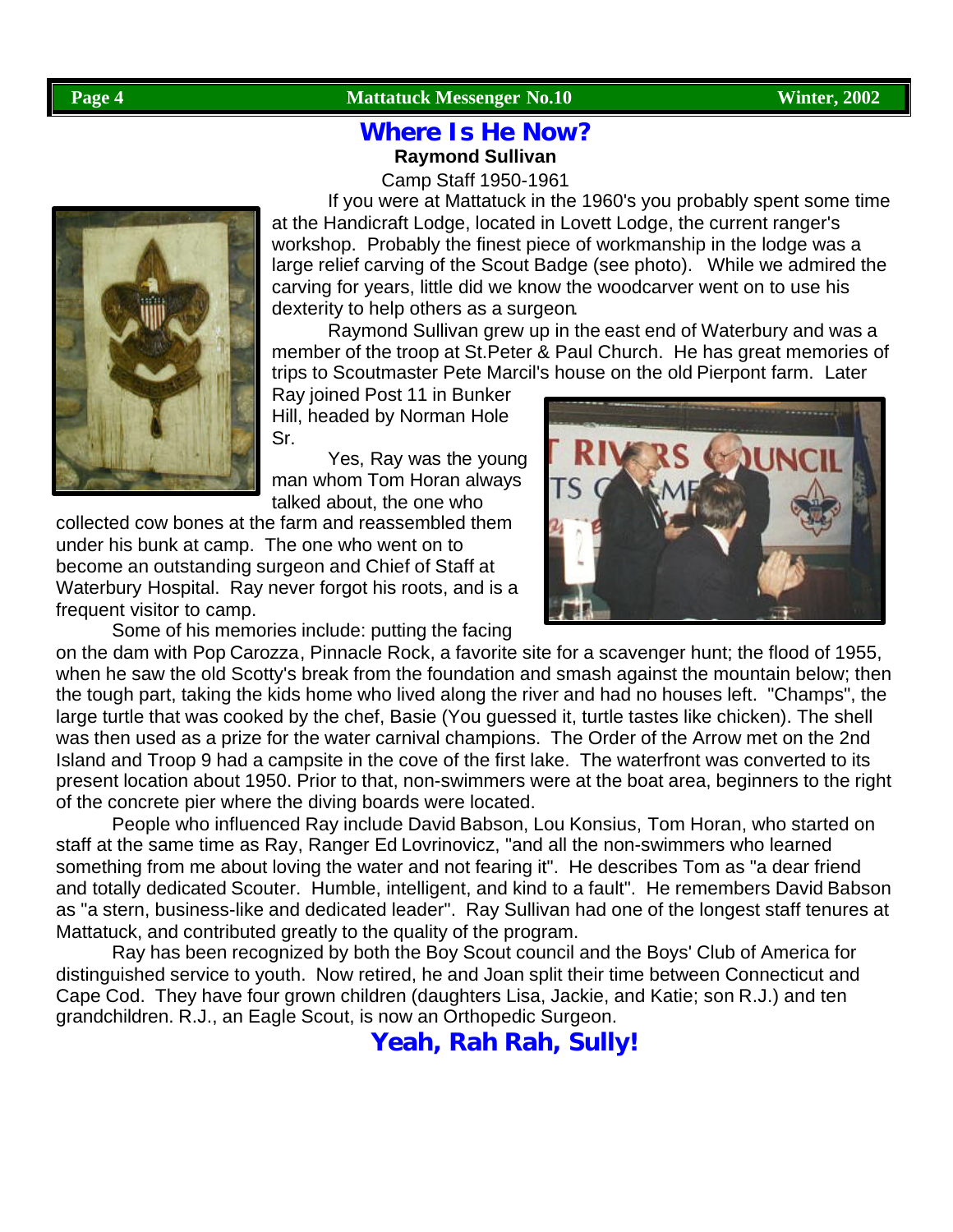# Where Is He Now?

**Raymond Sullivan**

Camp Staff 1950-1961

If you were at Mattatuck in the 1960's you probably spent some time at the Handicraft Lodge, located in Lovett Lodge, the current ranger's workshop. Probably the finest piece of workmanship in the lodge was a large relief carving of the Scout Badge (see photo). While we admired the carving for years, little did we know the woodcarver went on to use his dexterity to help others as a surgeon.

Raymond Sullivan grew up in the east end of Waterbury and was a member of the troop at St.Peter & Paul Church. He has great memories of trips to Scoutmaster Pete Marcil's house on the old Pierpont farm. Later Ray joined Post 11 in Bunker Hill, headed by Norman Hole Sr.

Yes, Ray was the young man whom Tom Horan always talked about, the one who collected cow bones at the farm and reassembled them under his bunk at camp. The one who went on to become an outstanding surgeon and Chief of Staff at Waterbury Hospital. Ray never forgot his roots, and is a frequent visitor to camp.

Some of his memories include: putting the facing on the dam with Pop Carozza, Pinnacle Rock, a favorite site for a scavenger hunt; the flood of 1955, when he saw the old Scotty's break from the foundation and smash against the mountain below; then the tough part, taking the kids home who lived along the river and had no houses left. "Champs", the large turtle that was cooked by the chef, Basie (You guessed it, turtle tastes like chicken). The shell was then used as a prize for the water carnival champions. The Order of the Arrow met on the 2nd Island and Troop 9 had a campsite in the cove of the first lake. The waterfront was converted to its present location about 1950. Prior to that, non-swimmers were at the boat area, beginners to the right of the concrete pier where the diving boards were located.

People who influenced Ray include David Babson, Lou Konsius, Tom Horan, who started on staff at the same time as Ray, Ranger Ed Lovrinovicz, "and all the non-swimmers who learned something from me about loving the water and not fearing it". He describes Tom as "a dear friend and totally dedicated Scouter. Humble, intelligent, and kind to a fault". He remembers David Babson as "a stern, business-like and dedicated leader". Ray Sullivan had one of the longest staff tenures at Mattatuck, and contributed greatly to the quality of the program.

Ray has been recognized by both the Boy Scout council and the Boys' Club of America for distinguished service to youth. Now retired, he and Joan split their time between Connecticut and Cape Cod. They have four grown children (daughters Lisa, Jackie, and Katie; son R.J.) and ten grandchildren. R.J., an Eagle Scout, is now an Orthopedic Surgeon.

**Yeah, Rah Rah, Sully!**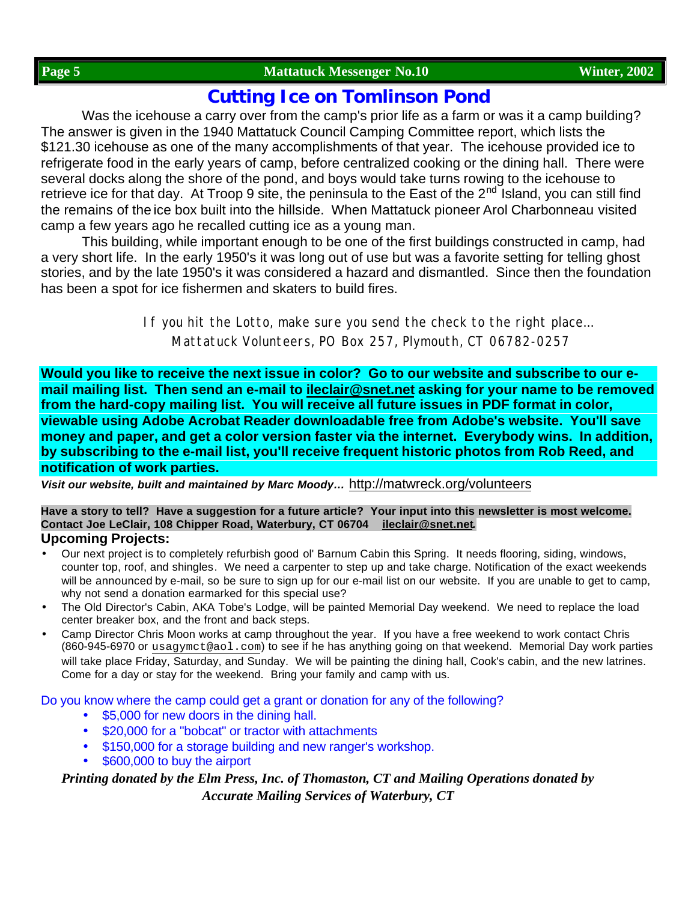# Cutting Ice on Tomlinson Pond

Was the icehouse a carry over from the camp's prior life as a farm or was it a camp building? The answer is given in the 1940 Mattatuck Council Camping Committee report, which lists the $121.30 icehouse as one of the many accomplishments of that year. The icehouse provided ice to refrigerate food in the early years of camp, before centralized cooking or the dining hall. There were several docks along the shore of the pond, and boys would take turns rowing to the icehouse to retrieve ice for that day. At Troop 9 site, the peninsula to the East of the 2nd Island, you can still find the remains of the ice box built into the hillside. When Mattatuck pioneer Arol Charbonneau visited camp a few years ago he recalled cutting ice as a young man.

This building, while important enough to be one of the first buildings constructed in camp, had a very short life. In the early 1950's it was long out of use but was a favorite setting for telling ghost stories, and by the late 1950's it was considered a hazard and dismantled. Since then the foundation has been a spot for ice fishermen and skaters to build fires.

If you hit the Lotto, make sure you send the check to the right place…
Mattatuck Volunteers, PO Box 257, Plymouth, CT 06782-0257

**Would you like to receive the next issue in color? Go to our website and subscribe to our e-mail mailing list. Then send an e-mail to ileclair@snet.net asking for your name to be removed from the hard-copy mailing list. You will receive all future issues in PDF format in color, viewable using Adobe Acrobat Reader downloadable free from Adobe's website. You'll save money and paper, and get a color version faster via the internet. Everybody wins. In addition, by subscribing to the e-mail list, you'll receive frequent historic photos from Rob Reed, and notification of work parties.**

***Visit our website, built and maintained by Marc Moody…*** http://matwreck.org/volunteers

**Have a story to tell? Have a suggestion for a future article? Your input into this newsletter is most welcome. Contact Joe LeClair, 108 Chipper Road, Waterbury, CT 06704 ileclair@snet.net**

## Upcoming Projects:

- Our next project is to completely refurbish good ol' Barnum Cabin this Spring. It needs flooring, siding, windows, counter top, roof, and shingles. We need a carpenter to step up and take charge. Notification of the exact weekends will be announced by e-mail, so be sure to sign up for our e-mail list on our website. If you are unable to get to camp, why not send a donation earmarked for this special use?
- The Old Director's Cabin, AKA Tobe's Lodge, will be painted Memorial Day weekend. We need to replace the load center breaker box, and the front and back steps.
- Camp Director Chris Moon works at camp throughout the year. If you have a free weekend to work contact Chris (860-945-6970 or usagymct@aol.com) to see if he has anything going on that weekend. Memorial Day work parties will take place Friday, Saturday, and Sunday. We will be painting the dining hall, Cook's cabin, and the new latrines. Come for a day or stay for the weekend. Bring your family and camp with us.

Do you know where the camp could get a grant or donation for any of the following?

- $5,000 for new doors in the dining hall.
- $20,000 for a "bobcat" or tractor with attachments
- $150,000 for a storage building and new ranger's workshop.
- $600,000 to buy the airport

***Printing donated by the Elm Press, Inc. of Thomaston, CT and Mailing Operations donated by Accurate Mailing Services of Waterbury, CT***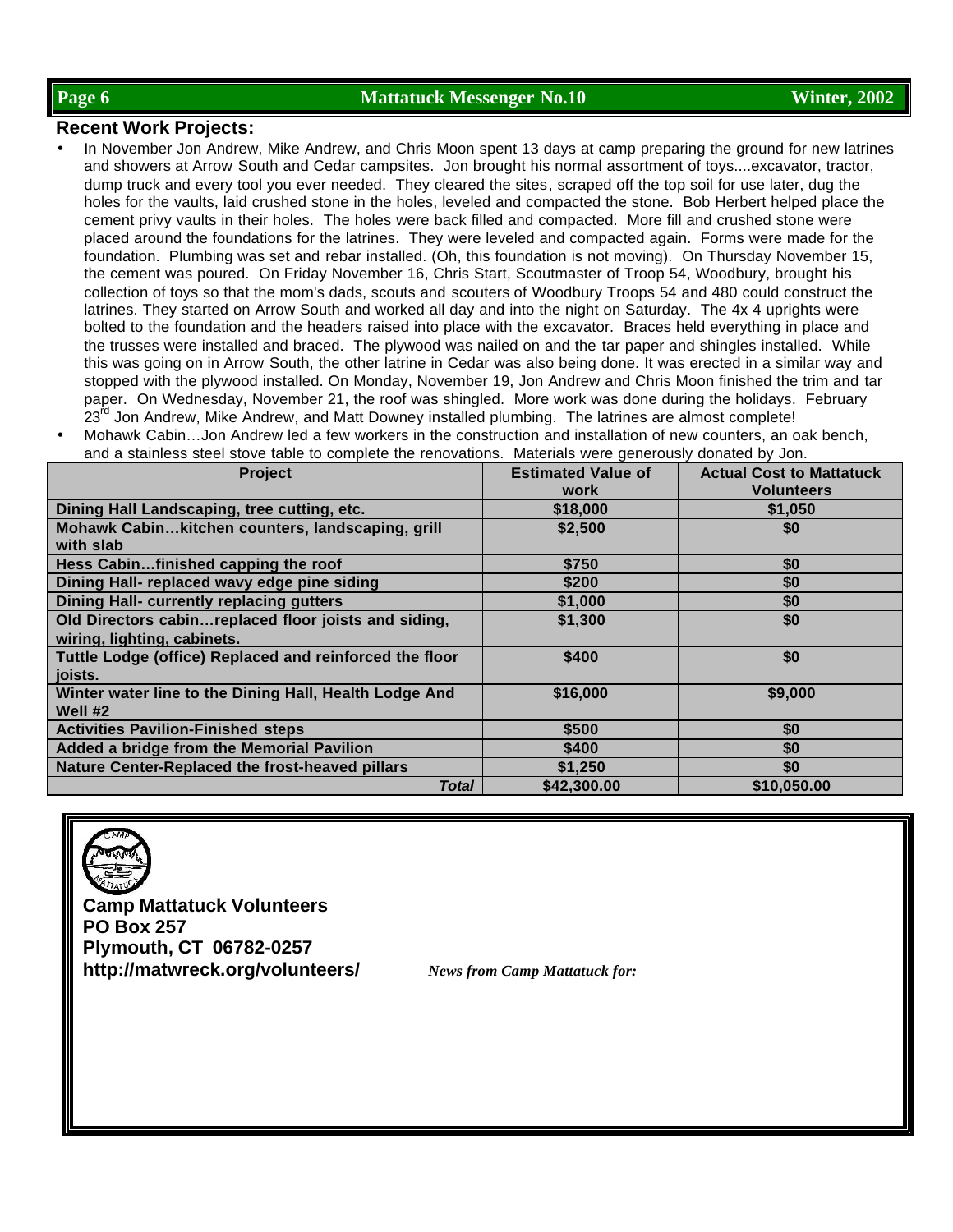## Recent Work Projects:

- In November Jon Andrew, Mike Andrew, and Chris Moon spent 13 days at camp preparing the ground for new latrines and showers at Arrow South and Cedar campsites. Jon brought his normal assortment of toys....excavator, tractor, dump truck and every tool you ever needed. They cleared the sites, scraped off the top soil for use later, dug the holes for the vaults, laid crushed stone in the holes, leveled and compacted the stone. Bob Herbert helped place the cement privy vaults in their holes. The holes were back filled and compacted. More fill and crushed stone were placed around the foundations for the latrines. They were leveled and compacted again. Forms were made for the foundation. Plumbing was set and rebar installed. (Oh, this foundation is not moving). On Thursday November 15, the cement was poured. On Friday November 16, Chris Start, Scoutmaster of Troop 54, Woodbury, brought his collection of toys so that the mom's dads, scouts and scouters of Woodbury Troops 54 and 480 could construct the latrines. They started on Arrow South and worked all day and into the night on Saturday. The 4x 4 uprights were bolted to the foundation and the headers raised into place with the excavator. Braces held everything in place and the trusses were installed and braced. The plywood was nailed on and the tar paper and shingles installed. While this was going on in Arrow South, the other latrine in Cedar was also being done. It was erected in a similar way and stopped with the plywood installed. On Monday, November 19, Jon Andrew and Chris Moon finished the trim and tar paper. On Wednesday, November 21, the roof was shingled. More work was done during the holidays. February 23rd Jon Andrew, Mike Andrew, and Matt Downey installed plumbing. The latrines are almost complete!
- Mohawk Cabin…Jon Andrew led a few workers in the construction and installation of new counters, an oak bench, and a stainless steel stove table to complete the renovations. Materials were generously donated by Jon.

| Project | Estimated Value of work | Actual Cost to Mattatuck Volunteers |
|---|---|---|
| Dining Hall Landscaping, tree cutting, etc. | $18,000 | $1,050 |
| Mohawk Cabin…kitchen counters, landscaping, grill with slab | $2,500 | $0 |
| Hess Cabin…finished capping the roof | $750 | $0 |
| Dining Hall- replaced wavy edge pine siding | $200 | $0 |
| Dining Hall- currently replacing gutters | $1,000 | $0 |
| Old Directors cabin…replaced floor joists and siding, wiring, lighting, cabinets. | $1,300 | $0 |
| Tuttle Lodge (office) Replaced and reinforced the floor joists. | $400 | $0 |
| Winter water line to the Dining Hall, Health Lodge And Well #2 | $16,000 | $9,000 |
| Activities Pavilion-Finished steps | $500 | $0 |
| Added a bridge from the Memorial Pavilion | $400 | $0 |
| Nature Center-Replaced the frost-heaved pillars | $1,250 | $0 |
| *Total* | $42,300.00 | $10,050.00 |

**Camp Mattatuck Volunteers**
**PO Box 257**
**Plymouth, CT 06782-0257**
**http://matwreck.org/volunteers/**

*News from Camp Mattatuck for:*